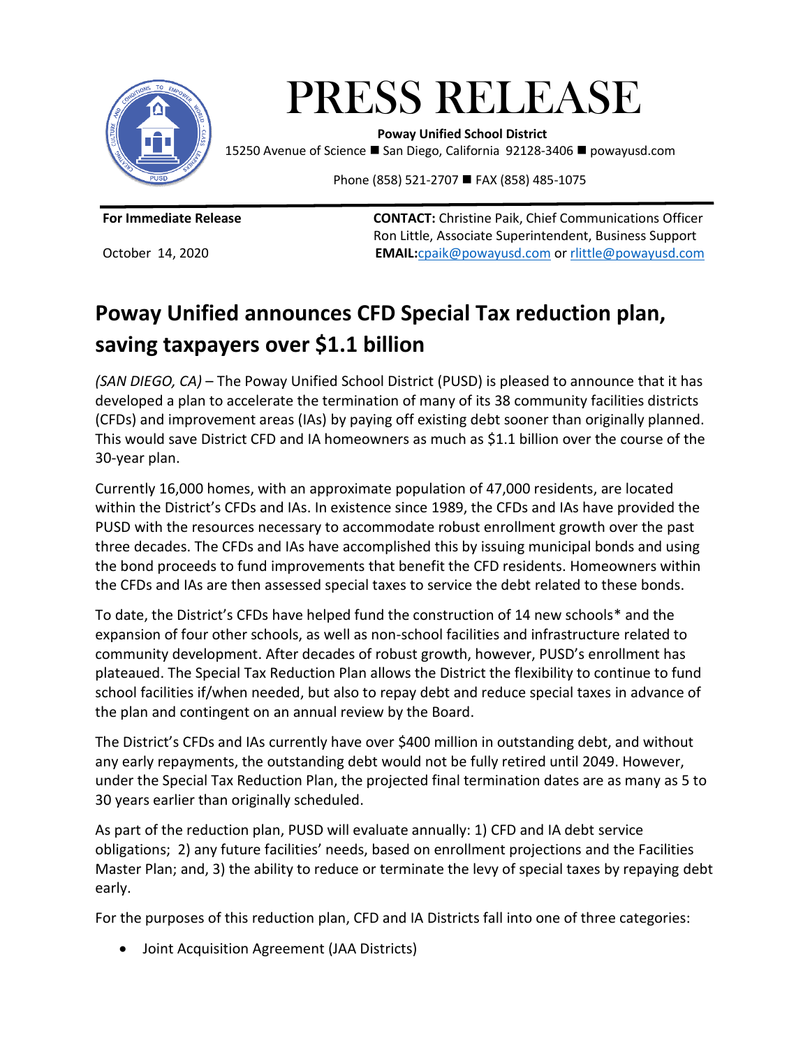# PRESS RELEASE

**Poway Unified School District**
15250 Avenue of Science ■ San Diego, California 92128-3406 ■ powayusd.com

Phone (858) 521-2707 ■ FAX (858) 485-1075

**For Immediate Release**

October 14, 2020

**CONTACT:** Christine Paik, Chief Communications Officer
Ron Little, Associate Superintendent, Business Support
**EMAIL:** cpaik@powayusd.com or rlittle@powayusd.com

## Poway Unified announces CFD Special Tax reduction plan, saving taxpayers over $1.1 billion

*(SAN DIEGO, CA)* – The Poway Unified School District (PUSD) is pleased to announce that it has developed a plan to accelerate the termination of many of its 38 community facilities districts (CFDs) and improvement areas (IAs) by paying off existing debt sooner than originally planned. This would save District CFD and IA homeowners as much as $1.1 billion over the course of the 30-year plan.

Currently 16,000 homes, with an approximate population of 47,000 residents, are located within the District's CFDs and IAs. In existence since 1989, the CFDs and IAs have provided the PUSD with the resources necessary to accommodate robust enrollment growth over the past three decades. The CFDs and IAs have accomplished this by issuing municipal bonds and using the bond proceeds to fund improvements that benefit the CFD residents. Homeowners within the CFDs and IAs are then assessed special taxes to service the debt related to these bonds.

To date, the District's CFDs have helped fund the construction of 14 new schools* and the expansion of four other schools, as well as non-school facilities and infrastructure related to community development. After decades of robust growth, however, PUSD's enrollment has plateaued. The Special Tax Reduction Plan allows the District the flexibility to continue to fund school facilities if/when needed, but also to repay debt and reduce special taxes in advance of the plan and contingent on an annual review by the Board.

The District's CFDs and IAs currently have over $400 million in outstanding debt, and without any early repayments, the outstanding debt would not be fully retired until 2049. However, under the Special Tax Reduction Plan, the projected final termination dates are as many as 5 to 30 years earlier than originally scheduled.

As part of the reduction plan, PUSD will evaluate annually: 1) CFD and IA debt service obligations; 2) any future facilities' needs, based on enrollment projections and the Facilities Master Plan; and, 3) the ability to reduce or terminate the levy of special taxes by repaying debt early.

For the purposes of this reduction plan, CFD and IA Districts fall into one of three categories:

- Joint Acquisition Agreement (JAA Districts)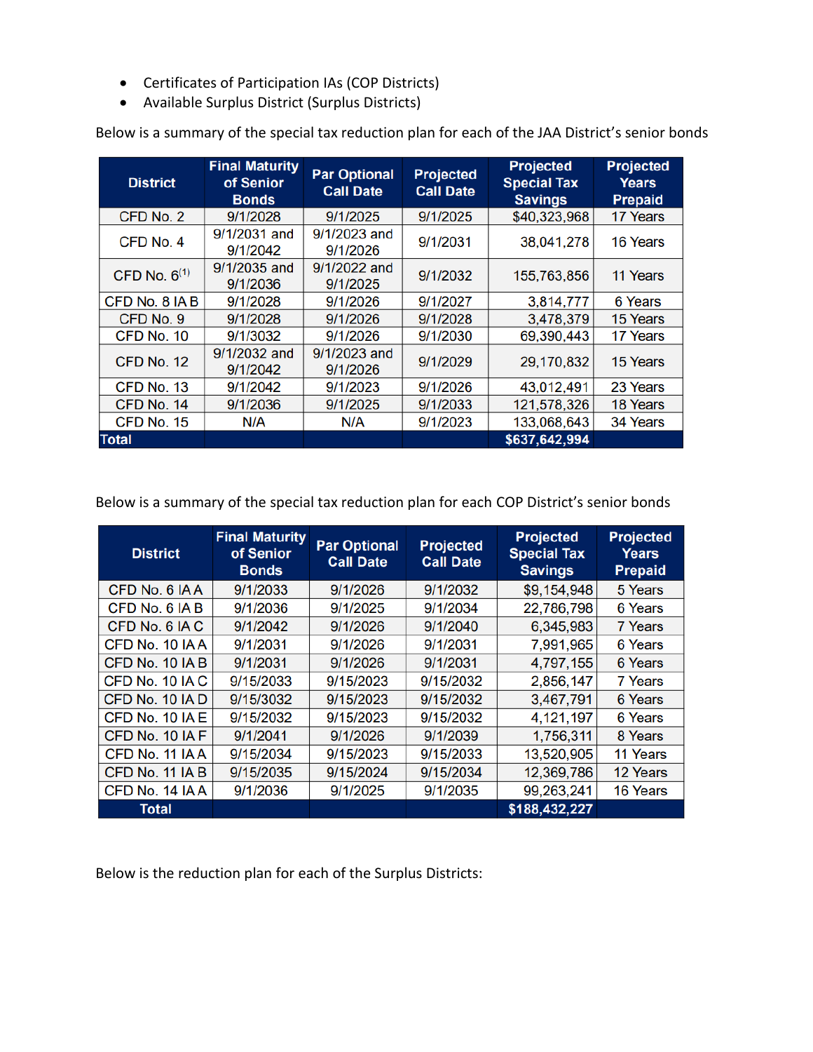- Certificates of Participation IAs (COP Districts)
- Available Surplus District (Surplus Districts)

Below is a summary of the special tax reduction plan for each of the JAA District's senior bonds

| District | Final Maturity of Senior Bonds | Par Optional Call Date | Projected Call Date | Projected Special Tax Savings | Projected Years Prepaid |
|---|---|---|---|---|---|
| CFD No. 2 | 9/1/2028 | 9/1/2025 | 9/1/2025 | $40,323,968 | 17 Years |
| CFD No. 4 | 9/1/2031 and 9/1/2042 | 9/1/2023 and 9/1/2026 | 9/1/2031 | 38,041,278 | 16 Years |
| CFD No. 6[1] | 9/1/2035 and 9/1/2036 | 9/1/2022 and 9/1/2025 | 9/1/2032 | 155,763,856 | 11 Years |
| CFD No. 8 IA B | 9/1/2028 | 9/1/2026 | 9/1/2027 | 3,814,777 | 6 Years |
| CFD No. 9 | 9/1/2028 | 9/1/2026 | 9/1/2028 | 3,478,379 | 15 Years |
| CFD No. 10 | 9/1/3032 | 9/1/2026 | 9/1/2030 | 69,390,443 | 17 Years |
| CFD No. 12 | 9/1/2032 and 9/1/2042 | 9/1/2023 and 9/1/2026 | 9/1/2029 | 29,170,832 | 15 Years |
| CFD No. 13 | 9/1/2042 | 9/1/2023 | 9/1/2026 | 43,012,491 | 23 Years |
| CFD No. 14 | 9/1/2036 | 9/1/2025 | 9/1/2033 | 121,578,326 | 18 Years |
| CFD No. 15 | N/A | N/A | 9/1/2023 | 133,068,643 | 34 Years |
| **Total** | | | | **$637,642,994** | |

Below is a summary of the special tax reduction plan for each COP District's senior bonds

| District | Final Maturity of Senior Bonds | Par Optional Call Date | Projected Call Date | Projected Special Tax Savings | Projected Years Prepaid |
|---|---|---|---|---|---|
| CFD No. 6 IA A | 9/1/2033 | 9/1/2026 | 9/1/2032 | $9,154,948 | 5 Years |
| CFD No. 6 IA B | 9/1/2036 | 9/1/2025 | 9/1/2034 | 22,786,798 | 6 Years |
| CFD No. 6 IA C | 9/1/2042 | 9/1/2026 | 9/1/2040 | 6,345,983 | 7 Years |
| CFD No. 10 IA A | 9/1/2031 | 9/1/2026 | 9/1/2031 | 7,991,965 | 6 Years |
| CFD No. 10 IA B | 9/1/2031 | 9/1/2026 | 9/1/2031 | 4,797,155 | 6 Years |
| CFD No. 10 IA C | 9/15/2033 | 9/15/2023 | 9/15/2032 | 2,856,147 | 7 Years |
| CFD No. 10 IA D | 9/15/3032 | 9/15/2023 | 9/15/2032 | 3,467,791 | 6 Years |
| CFD No. 10 IA E | 9/15/2032 | 9/15/2023 | 9/15/2032 | 4,121,197 | 6 Years |
| CFD No. 10 IA F | 9/1/2041 | 9/1/2026 | 9/1/2039 | 1,756,311 | 8 Years |
| CFD No. 11 IA A | 9/15/2034 | 9/15/2023 | 9/15/2033 | 13,520,905 | 11 Years |
| CFD No. 11 IA B | 9/15/2035 | 9/15/2024 | 9/15/2034 | 12,369,786 | 12 Years |
| CFD No. 14 IA A | 9/1/2036 | 9/1/2025 | 9/1/2035 | 99,263,241 | 16 Years |
| **Total** | | | | **$188,432,227** | |

Below is the reduction plan for each of the Surplus Districts: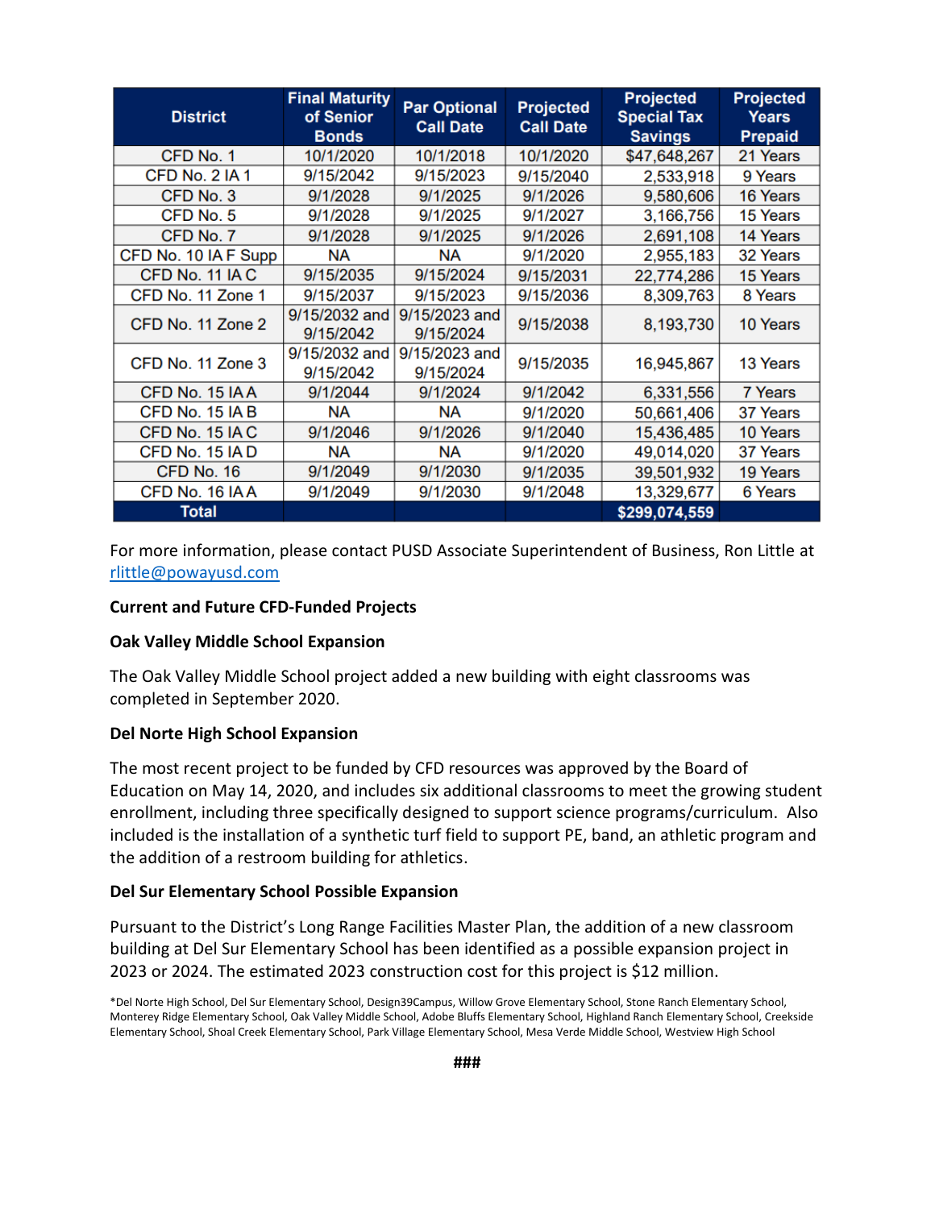| District | Final Maturity of Senior Bonds | Par Optional Call Date | Projected Call Date | Projected Special Tax Savings | Projected Years Prepaid |
|---|---|---|---|---|---|
| CFD No. 1 | 10/1/2020 | 10/1/2018 | 10/1/2020 | $47,648,267 | 21 Years |
| CFD No. 2 IA 1 | 9/15/2042 | 9/15/2023 | 9/15/2040 | 2,533,918 | 9 Years |
| CFD No. 3 | 9/1/2028 | 9/1/2025 | 9/1/2026 | 9,580,606 | 16 Years |
| CFD No. 5 | 9/1/2028 | 9/1/2025 | 9/1/2027 | 3,166,756 | 15 Years |
| CFD No. 7 | 9/1/2028 | 9/1/2025 | 9/1/2026 | 2,691,108 | 14 Years |
| CFD No. 10 IA F Supp | NA | NA | 9/1/2020 | 2,955,183 | 32 Years |
| CFD No. 11 IA C | 9/15/2035 | 9/15/2024 | 9/15/2031 | 22,774,286 | 15 Years |
| CFD No. 11 Zone 1 | 9/15/2037 | 9/15/2023 | 9/15/2036 | 8,309,763 | 8 Years |
| CFD No. 11 Zone 2 | 9/15/2032 and 9/15/2042 | 9/15/2023 and 9/15/2024 | 9/15/2038 | 8,193,730 | 10 Years |
| CFD No. 11 Zone 3 | 9/15/2032 and 9/15/2042 | 9/15/2023 and 9/15/2024 | 9/15/2035 | 16,945,867 | 13 Years |
| CFD No. 15 IA A | 9/1/2044 | 9/1/2024 | 9/1/2042 | 6,331,556 | 7 Years |
| CFD No. 15 IA B | NA | NA | 9/1/2020 | 50,661,406 | 37 Years |
| CFD No. 15 IA C | 9/1/2046 | 9/1/2026 | 9/1/2040 | 15,436,485 | 10 Years |
| CFD No. 15 IA D | NA | NA | 9/1/2020 | 49,014,020 | 37 Years |
| CFD No. 16 | 9/1/2049 | 9/1/2030 | 9/1/2035 | 39,501,932 | 19 Years |
| CFD No. 16 IA A | 9/1/2049 | 9/1/2030 | 9/1/2048 | 13,329,677 | 6 Years |
| **Total** | | | | **$299,074,559** | |

For more information, please contact PUSD Associate Superintendent of Business, Ron Little at rlittle@powayusd.com

**Current and Future CFD-Funded Projects**

**Oak Valley Middle School Expansion**

The Oak Valley Middle School project added a new building with eight classrooms was completed in September 2020.

**Del Norte High School Expansion**

The most recent project to be funded by CFD resources was approved by the Board of Education on May 14, 2020, and includes six additional classrooms to meet the growing student enrollment, including three specifically designed to support science programs/curriculum. Also included is the installation of a synthetic turf field to support PE, band, an athletic program and the addition of a restroom building for athletics.

**Del Sur Elementary School Possible Expansion**

Pursuant to the District's Long Range Facilities Master Plan, the addition of a new classroom building at Del Sur Elementary School has been identified as a possible expansion project in 2023 or 2024. The estimated 2023 construction cost for this project is $12 million.

*Del Norte High School, Del Sur Elementary School, Design39Campus, Willow Grove Elementary School, Stone Ranch Elementary School, Monterey Ridge Elementary School, Oak Valley Middle School, Adobe Bluffs Elementary School, Highland Ranch Elementary School, Creekside Elementary School, Shoal Creek Elementary School, Park Village Elementary School, Mesa Verde Middle School, Westview High School

###